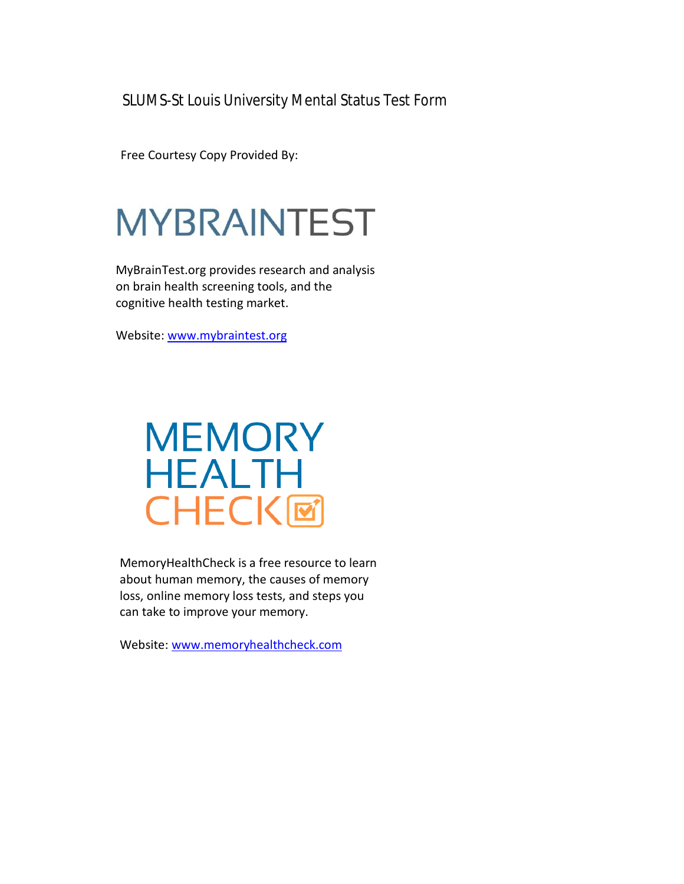# SLUMS-St Louis University Mental Status Test Form

Free Courtesy Copy Provided By:

MYBRAINTEST

MyBrainTest.org provides research and analysis on brain health screening tools, and the cognitive health testing market.

Website: www.mybraintest.org

MEMORY HEALTH CHECK

MemoryHealthCheck is a free resource to learn about human memory, the causes of memory loss, online memory loss tests, and steps you can take to improve your memory.

Website: www.memoryhealthcheck.com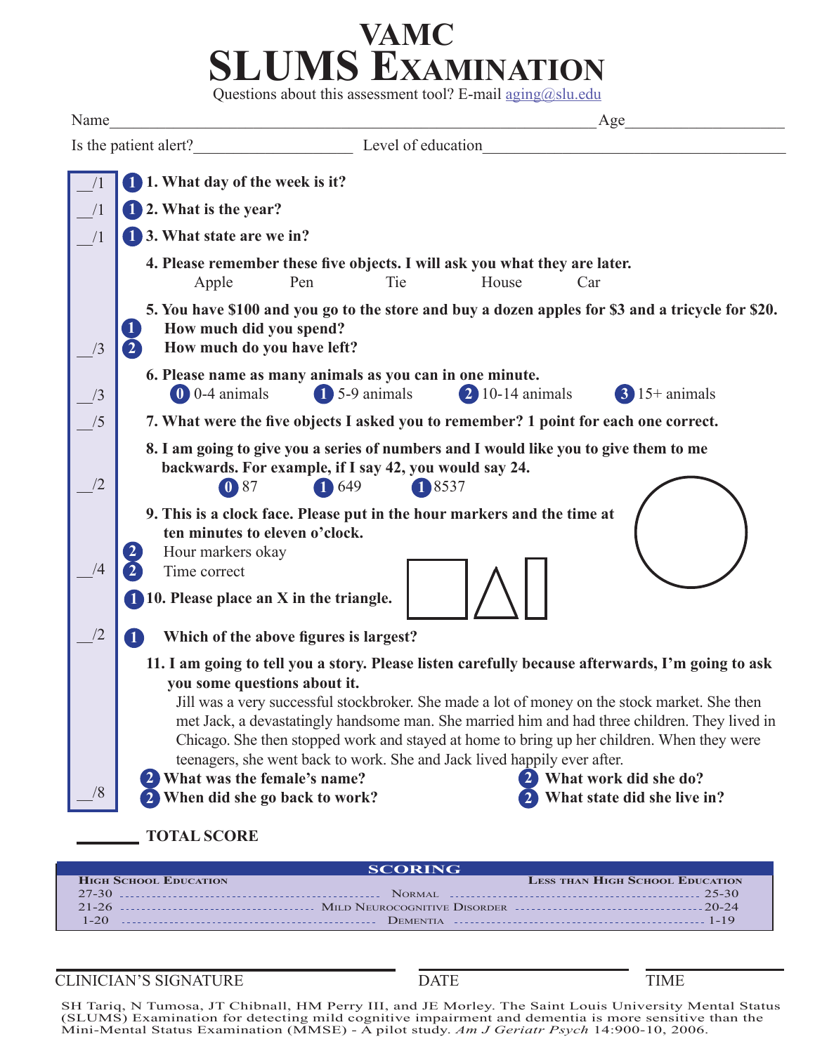# VAMC SLUMS Examination

Questions about this assessment tool? E-mail aging@slu.edu

Name\_\_\_\_\_\_\_\_\_\_\_\_\_\_\_\_\_\_\_\_\_\_\_\_\_\_\_\_\_\_\_\_\_\_\_\_\_\_\_\_ Age\_\_\_\_\_\_\_\_\_\_\_\_\_\_\_\_

Is the patient alert?\_\_\_\_\_\_\_\_\_\_\_\_\_\_\_\_ Level of education\_\_\_\_\_\_\_\_\_\_\_\_\_\_\_\_\_\_\_\_\_\_\_\_\_\_\_\_\_\_

\_\_/1 (1) **1. What day of the week is it?**

\_\_/1 (1) **2. What is the year?**

\_\_/1 (1) **3. What state are we in?**

**4. Please remember these five objects. I will ask you what they are later.**

Apple Pen Tie House Car

**5. You have $100 and you go to the store and buy a dozen apples for $3 and a tricycle for $20.**

(1) **How much did you spend?**

\_\_/3 (2) **How much do you have left?**

**6. Please name as many animals as you can in one minute.**

\_\_/3 (0) 0-4 animals (1) 5-9 animals (2) 10-14 animals (3) 15+ animals

\_\_/5 **7. What were the five objects I asked you to remember? 1 point for each one correct.**

**8. I am going to give you a series of numbers and I would like you to give them to me backwards. For example, if I say 42, you would say 24.**

\_\_/2 (0) 87 (1) 649 (1) 8537

**9. This is a clock face. Please put in the hour markers and the time at ten minutes to eleven o'clock.**

(2) Hour markers okay

\_\_/4 (2) Time correct

(1) **10. Please place an X in the triangle.**

\_\_/2 (1) **Which of the above figures is largest?**

**11. I am going to tell you a story. Please listen carefully because afterwards, I'm going to ask you some questions about it.**

Jill was a very successful stockbroker. She made a lot of money on the stock market. She then met Jack, a devastatingly handsome man. She married him and had three children. They lived in Chicago. She then stopped work and stayed at home to bring up her children. When they were teenagers, she went back to work. She and Jack lived happily ever after.

(2) **What was the female's name?** (2) **What work did she do?**

\_\_/8 (2) **When did she go back to work?** (2) **What state did she live in?**

\_\_\_\_\_\_ **TOTAL SCORE**

| SCORING | | |
|---|---|---|
| **High School Education** | | **Less than High School Education** |
| 27-30 | Normal | 25-30 |
| 21-26 | Mild Neurocognitive Disorder | 20-24 |
| 1-20 | Dementia | 1-19 |

CLINICIAN'S SIGNATURE \_\_\_\_\_\_\_\_\_\_\_\_ DATE \_\_\_\_\_\_\_\_ TIME \_\_\_\_\_\_\_\_

SH Tariq, N Tumosa, JT Chibnall, HM Perry III, and JE Morley. The Saint Louis University Mental Status (SLUMS) Examination for detecting mild cognitive impairment and dementia is more sensitive than the Mini-Mental Status Examination (MMSE) - A pilot study. *Am J Geriatr Psych* 14:900-10, 2006.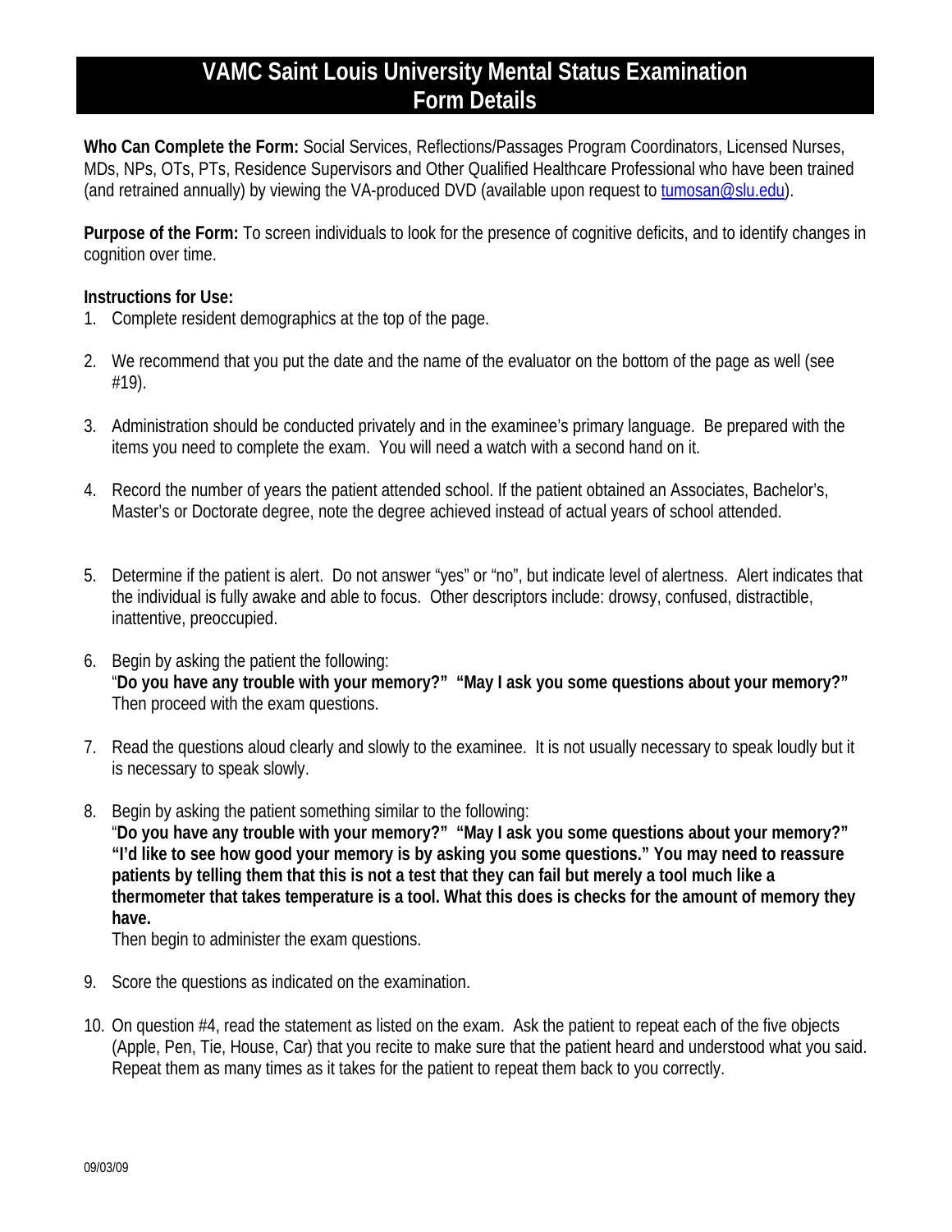# VAMC Saint Louis University Mental Status Examination Form Details

**Who Can Complete the Form:** Social Services, Reflections/Passages Program Coordinators, Licensed Nurses, MDs, NPs, OTs, PTs, Residence Supervisors and Other Qualified Healthcare Professional who have been trained (and retrained annually) by viewing the VA-produced DVD (available upon request to tumosan@slu.edu).

**Purpose of the Form:** To screen individuals to look for the presence of cognitive deficits, and to identify changes in cognition over time.

**Instructions for Use:**

1. Complete resident demographics at the top of the page.
2. We recommend that you put the date and the name of the evaluator on the bottom of the page as well (see #19).
3. Administration should be conducted privately and in the examinee's primary language. Be prepared with the items you need to complete the exam. You will need a watch with a second hand on it.
4. Record the number of years the patient attended school. If the patient obtained an Associates, Bachelor's, Master's or Doctorate degree, note the degree achieved instead of actual years of school attended.
5. Determine if the patient is alert. Do not answer "yes" or "no", but indicate level of alertness. Alert indicates that the individual is fully awake and able to focus. Other descriptors include: drowsy, confused, distractible, inattentive, preoccupied.
6. Begin by asking the patient the following:
   "**Do you have any trouble with your memory?" "May I ask you some questions about your memory?"**
   Then proceed with the exam questions.
7. Read the questions aloud clearly and slowly to the examinee. It is not usually necessary to speak loudly but it is necessary to speak slowly.
8. Begin by asking the patient something similar to the following:
   "**Do you have any trouble with your memory?" "May I ask you some questions about your memory?" "I'd like to see how good your memory is by asking you some questions." You may need to reassure patients by telling them that this is not a test that they can fail but merely a tool much like a thermometer that takes temperature is a tool. What this does is checks for the amount of memory they have.**
   Then begin to administer the exam questions.
9. Score the questions as indicated on the examination.
10. On question #4, read the statement as listed on the exam. Ask the patient to repeat each of the five objects (Apple, Pen, Tie, House, Car) that you recite to make sure that the patient heard and understood what you said. Repeat them as many times as it takes for the patient to repeat them back to you correctly.

09/03/09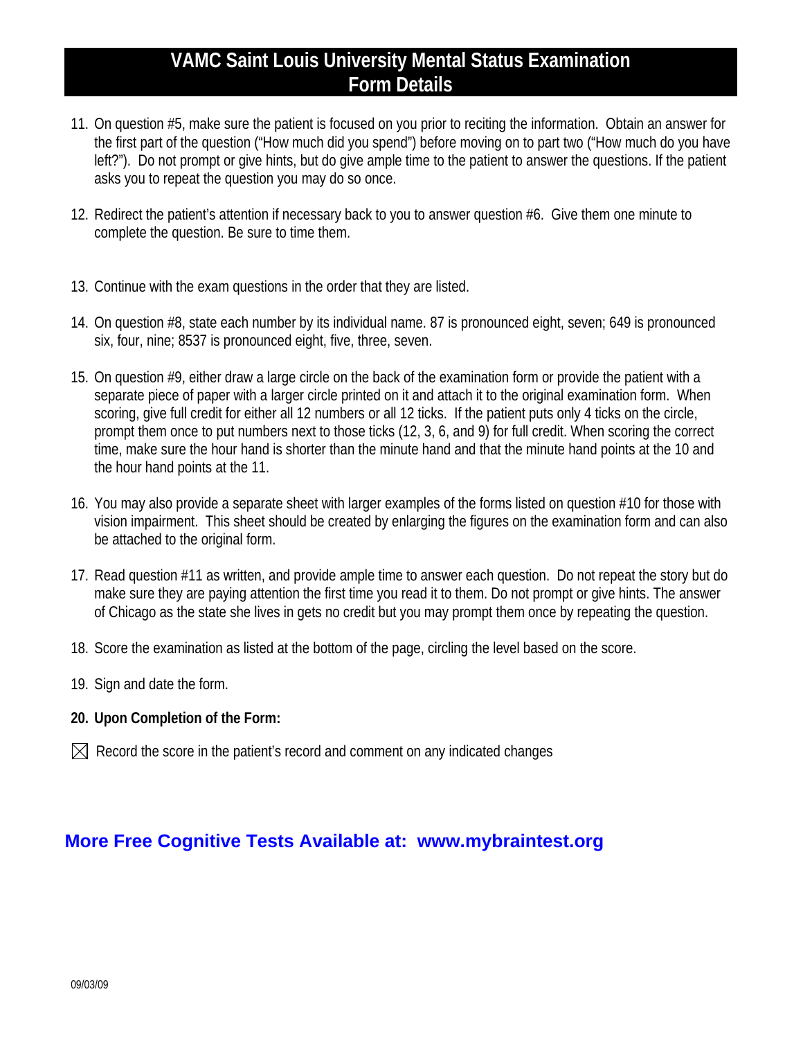# VAMC Saint Louis University Mental Status Examination
## Form Details

11. On question #5, make sure the patient is focused on you prior to reciting the information. Obtain an answer for the first part of the question ("How much did you spend") before moving on to part two ("How much do you have left?"). Do not prompt or give hints, but do give ample time to the patient to answer the questions. If the patient asks you to repeat the question you may do so once.

12. Redirect the patient's attention if necessary back to you to answer question #6. Give them one minute to complete the question. Be sure to time them.

13. Continue with the exam questions in the order that they are listed.

14. On question #8, state each number by its individual name. 87 is pronounced eight, seven; 649 is pronounced six, four, nine; 8537 is pronounced eight, five, three, seven.

15. On question #9, either draw a large circle on the back of the examination form or provide the patient with a separate piece of paper with a larger circle printed on it and attach it to the original examination form. When scoring, give full credit for either all 12 numbers or all 12 ticks. If the patient puts only 4 ticks on the circle, prompt them once to put numbers next to those ticks (12, 3, 6, and 9) for full credit. When scoring the correct time, make sure the hour hand is shorter than the minute hand and that the minute hand points at the 10 and the hour hand points at the 11.

16. You may also provide a separate sheet with larger examples of the forms listed on question #10 for those with vision impairment. This sheet should be created by enlarging the figures on the examination form and can also be attached to the original form.

17. Read question #11 as written, and provide ample time to answer each question. Do not repeat the story but do make sure they are paying attention the first time you read it to them. Do not prompt or give hints. The answer of Chicago as the state she lives in gets no credit but you may prompt them once by repeating the question.

18. Score the examination as listed at the bottom of the page, circling the level based on the score.

19. Sign and date the form.

20. **Upon Completion of the Form:**

☒ Record the score in the patient's record and comment on any indicated changes

**More Free Cognitive Tests Available at: www.mybraintest.org**

09/03/09